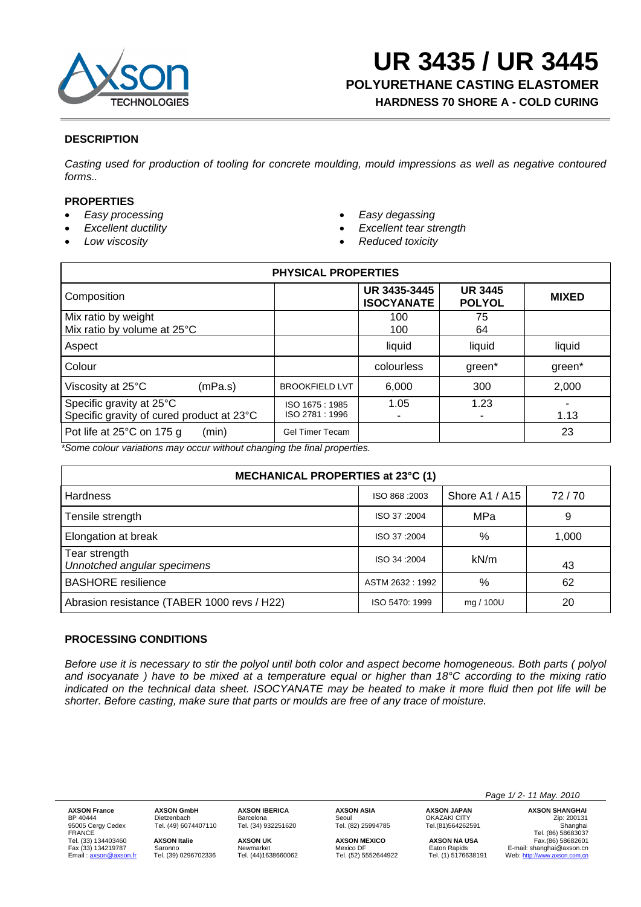# UR 3435 / UR 3445

## POLYURETHANE CASTING ELASTOMER

### HARDNESS 70 SHORE A - COLD CURING

#### DESCRIPTION

*Casting used for production of tooling for concrete moulding, mould impressions as well as negative contoured forms..*

#### PROPERTIES

- *Easy processing*
- *Excellent ductility*
- *Low viscosity*
- *Easy degassing*
- *Excellent tear strength*
- *Reduced toxicity*

| PHYSICAL PROPERTIES | | | | |
|---|---|---|---|---|
| Composition | | **UR 3435-3445 ISOCYANATE** | **UR 3445 POLYOL** | **MIXED** |
| Mix ratio by weight<br>Mix ratio by volume at 25°C | | 100<br>100 | 75<br>64 | |
| Aspect | | liquid | liquid | liquid |
| Colour | | colourless | green* | green* |
| Viscosity at 25°C (mPa.s) | BROOKFIELD LVT | 6,000 | 300 | 2,000 |
| Specific gravity at 25°C<br>Specific gravity of cured product at 23°C | ISO 1675 : 1985<br>ISO 2781 : 1996 | 1.05<br>- | 1.23<br>- | -<br>1.13 |
| Pot life at 25°C on 175 g (min) | Gel Timer Tecam | | | 23 |

*\*Some colour variations may occur without changing the final properties.*

| MECHANICAL PROPERTIES at 23°C (1) | | | |
|---|---|---|---|
| Hardness | ISO 868 :2003 | Shore A1 / A15 | 72 / 70 |
| Tensile strength | ISO 37 :2004 | MPa | 9 |
| Elongation at break | ISO 37 :2004 | % | 1,000 |
| Tear strength<br>*Unnotched angular specimens* | ISO 34 :2004 | kN/m | 43 |
| BASHORE resilience | ASTM 2632 : 1992 | % | 62 |
| Abrasion resistance (TABER 1000 revs / H22) | ISO 5470: 1999 | mg / 100U | 20 |

#### PROCESSING CONDITIONS

*Before use it is necessary to stir the polyol until both color and aspect become homogeneous. Both parts ( polyol and isocyanate ) have to be mixed at a temperature equal or higher than 18°C according to the mixing ratio indicated on the technical data sheet. ISOCYANATE may be heated to make it more fluid then pot life will be shorter. Before casting, make sure that parts or moulds are free of any trace of moisture.*

**AXSON France** BP 40444, 95005 Cergy Cedex, FRANCE, Tel. (33) 134403460, Fax (33) 134219787, Email : axson@axson.fr
**AXSON GmbH** Dietzenbach, Tel. (49) 6074407110
**AXSON Italie** Saronno, Tel. (39) 0296702336
**AXSON IBERICA** Barcelona, Tel. (34) 932251620
**AXSON UK** Newmarket, Tel. (44)1638660062
**AXSON ASIA** Seoul, Tel. (82) 25994785
**AXSON MEXICO** Mexico DF, Tel. (52) 5552644922
**AXSON JAPAN** OKAZAKI CITY, Tel.(81)564262591
**AXSON NA USA** Eaton Rapids, Tel. (1) 5176638191
**AXSON SHANGHAI** Zip: 200131, Shanghai, Tel. (86) 58683037, Fax.(86) 58682601, E-mail: shanghai@axson.cn, Web: http://www.axson.com.cn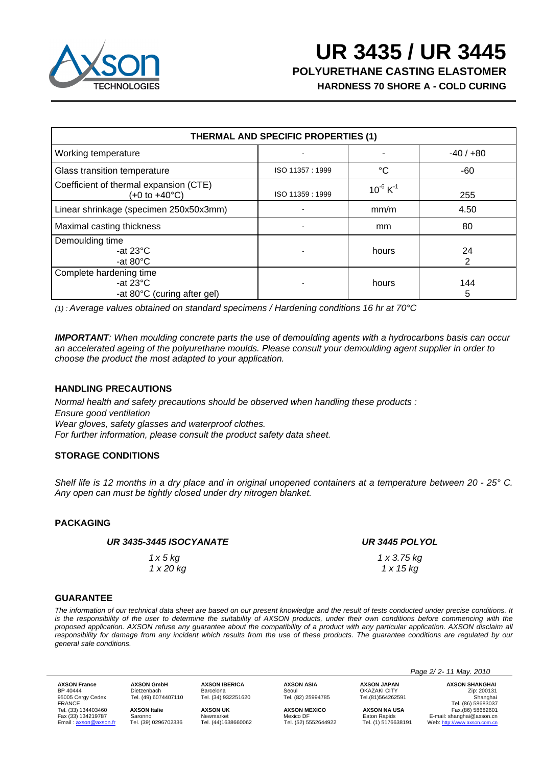# UR 3435 / UR 3445

## POLYURETHANE CASTING ELASTOMER

### HARDNESS 70 SHORE A - COLD CURING

| THERMAL AND SPECIFIC PROPERTIES (1) | | | |
|---|---|---|---|
| Working temperature | - | - | -40 / +80 |
| Glass transition temperature | ISO 11357 : 1999 | °C | -60 |
| Coefficient of thermal expansion (CTE) (+0 to +40°C) | ISO 11359 : 1999 | $10^{-6}$ $K^{-1}$ | 255 |
| Linear shrinkage (specimen 250x50x3mm) | - | mm/m | 4.50 |
| Maximal casting thickness | - | mm | 80 |
| Demoulding time<br>-at 23°C<br>-at 80°C | - | hours | 24<br>2 |
| Complete hardening time<br>-at 23°C<br>-at 80°C (curing after gel) | - | hours | 144<br>5 |

*(1) : Average values obtained on standard specimens / Hardening conditions 16 hr at 70°C*

***IMPORTANT****: When moulding concrete parts the use of demoulding agents with a hydrocarbons basis can occur an accelerated ageing of the polyurethane moulds. Please consult your demoulding agent supplier in order to choose the product the most adapted to your application.*

### HANDLING PRECAUTIONS

*Normal health and safety precautions should be observed when handling these products :*
*Ensure good ventilation*
*Wear gloves, safety glasses and waterproof clothes.*
*For further information, please consult the product safety data sheet.*

### STORAGE CONDITIONS

*Shelf life is 12 months in a dry place and in original unopened containers at a temperature between 20 - 25° C. Any open can must be tightly closed under dry nitrogen blanket.*

### PACKAGING

| ***UR 3435-3445 ISOCYANATE*** | ***UR 3445 POLYOL*** |
|---|---|
| *1 x 5 kg* | *1 x 3.75 kg* |
| *1 x 20 kg* | *1 x 15 kg* |

### GUARANTEE

*The information of our technical data sheet are based on our present knowledge and the result of tests conducted under precise conditions. It is the responsibility of the user to determine the suitability of AXSON products, under their own conditions before commencing with the proposed application. AXSON refuse any guarantee about the compatibility of a product with any particular application. AXSON disclaim all responsibility for damage from any incident which results from the use of these products. The guarantee conditions are regulated by our general sale conditions.*

*11 May. 2010*

**AXSON France** BP 40444, 95005 Cergy Cedex, FRANCE, Tel. (33) 134403460, Fax (33) 134219787, Email : axson@axson.fr
**AXSON GmbH** Dietzenbach, Tel. (49) 6074407110
**AXSON Italie** Saronno, Tel. (39) 0296702336
**AXSON IBERICA** Barcelona, Tel. (34) 932251620
**AXSON UK** Newmarket, Tel. (44)1638660062
**AXSON ASIA** Seoul, Tel. (82) 25994785
**AXSON MEXICO** Mexico DF, Tel. (52) 5552644922
**AXSON JAPAN** OKAZAKI CITY, Tel.(81)564262591
**AXSON NA USA** Eaton Rapids, Tel. (1) 5176638191
**AXSON SHANGHAI** Zip: 200131, Shanghai, Tel. (86) 58683037, Fax.(86) 58682601, E-mail: shanghai@axson.cn, Web: http://www.axson.com.cn